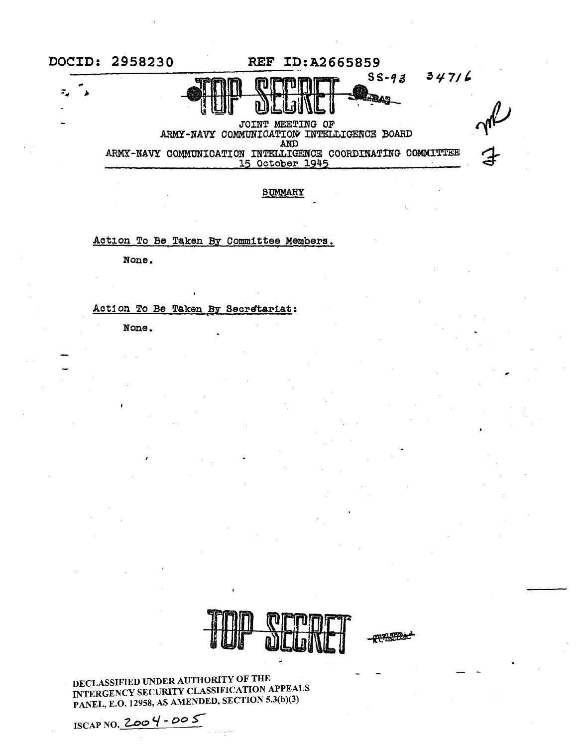DOCID: 2958230 REF ID:A2665859

SS-93 34716

TOP SECRET

JOINT MEETING OF
ARMY-NAVY COMMUNICATION INTELLIGENCE BOARD
AND
ARMY-NAVY COMMUNICATION INTELLIGENCE COORDINATING COMMITTEE
15 October 1945

SUMMARY

Action To Be Taken By Committee Members.

None.

Action To Be Taken By Secretariat:

None.

TOP SECRET

DECLASSIFIED UNDER AUTHORITY OF THE
INTERGENCY SECURITY CLASSIFICATION APPEALS
PANEL, E.O. 12958, AS AMENDED, SECTION 5.3(b)(3)

ISCAP NO. 2004-005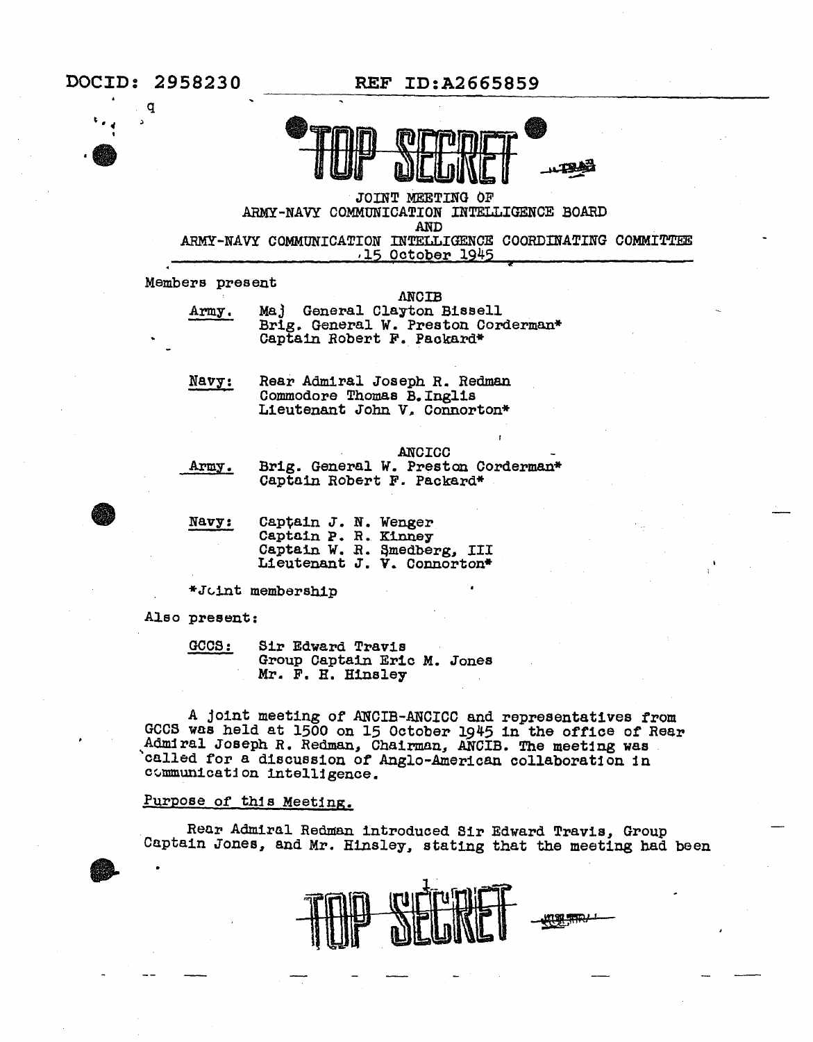DOCID: 2958230 REF ID:A2665859

TOP SECRET

JOINT MEETING OF
ARMY-NAVY COMMUNICATION INTELLIGENCE BOARD
AND
ARMY-NAVY COMMUNICATION INTELLIGENCE COORDINATING COMMITTEE
15 October 1945

Members present

ANCIB

Army. Maj General Clayton Bissell
Brig. General W. Preston Corderman*
Captain Robert F. Packard*

Navy: Rear Admiral Joseph R. Redman
Commodore Thomas B. Inglis
Lieutenant John V. Connorton*

ANCICC

Army. Brig. General W. Preston Corderman*
Captain Robert F. Packard*

Navy: Captain J. N. Wenger
Captain P. R. Kinney
Captain W. R. Smedberg, III
Lieutenant J. V. Connorton*

*Joint membership

Also present:

GCCS: Sir Edward Travis
Group Captain Eric M. Jones
Mr. F. H. Hinsley

A joint meeting of ANCIB-ANCICC and representatives from GCCS was held at 1500 on 15 October 1945 in the office of Rear Admiral Joseph R. Redman, Chairman, ANCIB. The meeting was called for a discussion of Anglo-American collaboration in communication intelligence.

Purpose of this Meeting.

Rear Admiral Redman introduced Sir Edward Travis, Group Captain Jones, and Mr. Hinsley, stating that the meeting had been

TOP SECRET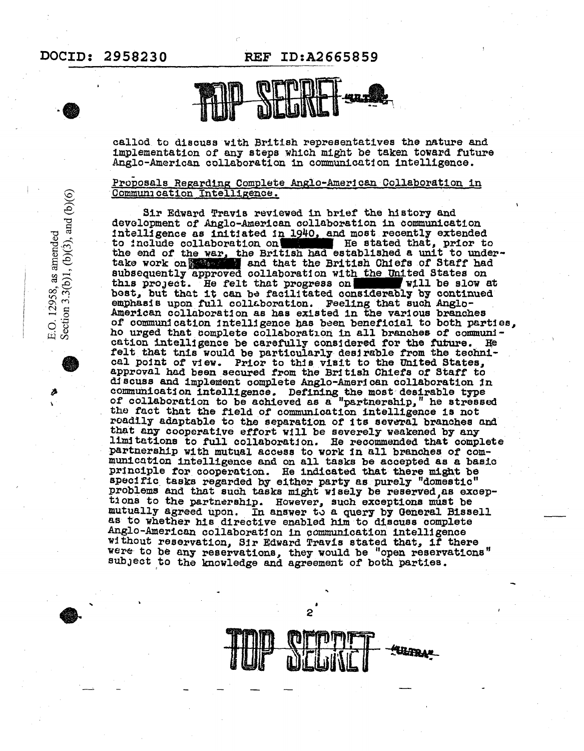called to discuss with British representatives the nature and implementation of any steps which might be taken toward future Anglo-American collaboration in communication intelligence.

Proposals Regarding Complete Anglo-American Collaboration in Communication Intelligence.

Sir Edward Travis reviewed in brief the history and development of Anglo-American collaboration in communication intelligence as initiated in 1940, and most recently extended to include collaboration on [REDACTED] He stated that, prior to the end of the war, the British had established a unit to undertake work on [REDACTED] and that the British Chiefs of Staff had subsequently approved collaboration with the United States on this project. He felt that progress on [REDACTED] will be slow at best, but that it can be facilitated considerably by continued emphasis upon full collaboration. Feeling that such Anglo-American collaboration as has existed in the various branches of communication intelligence has been beneficial to both parties, he urged that complete collaboration in all branches of communication intelligence be carefully considered for the future. He felt that this would be particularly desirable from the technical point of view. Prior to this visit to the United States, approval had been secured from the British Chiefs of Staff to discuss and implement complete Anglo-American collaboration in communication intelligence. Defining the most desirable type of collaboration to be achieved as a "partnership," he stressed the fact that the field of communication intelligence is not readily adaptable to the separation of its several branches and that any cooperative effort will be severely weakened by any limitations to full collaboration. He recommended that complete partnership with mutual access to work in all branches of communication intelligence and on all tasks be accepted as a basic principle for cooperation. He indicated that there might be specific tasks regarded by either party as purely "domestic" problems and that such tasks might wisely be reserved as exceptions to the partnership. However, such exceptions must be mutually agreed upon. In answer to a query by General Bissell as to whether his directive enabled him to discuss complete Anglo-American collaboration in communication intelligence without reservation, Sir Edward Travis stated that, if there were to be any reservations, they would be "open reservations" subject to the knowledge and agreement of both parties.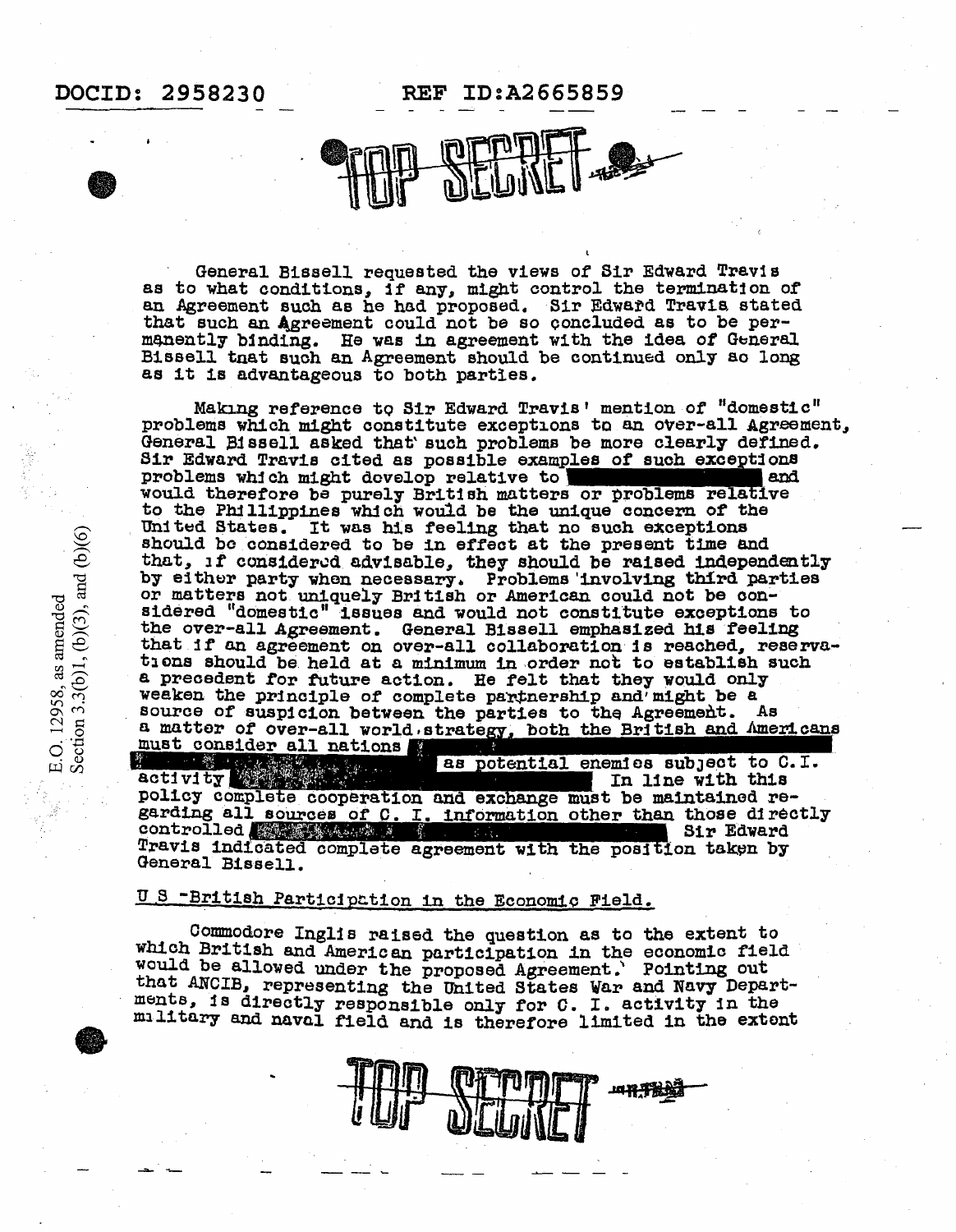General Bissell requested the views of Sir Edward Travis as to what conditions, if any, might control the termination of an Agreement such as he had proposed. Sir Edward Travis stated that such an Agreement could not be so concluded as to be permanently binding. He was in agreement with the idea of General Bissell that such an Agreement should be continued only so long as it is advantageous to both parties.

Making reference to Sir Edward Travis' mention of "domestic" problems which might constitute exceptions to an over-all Agreement, General Bissell asked that such problems be more clearly defined. Sir Edward Travis cited as possible examples of such exceptions problems which might develop relative to [REDACTED] and would therefore be purely British matters or problems relative to the Phillippines which would be the unique concern of the United States. It was his feeling that no such exceptions should be considered to be in effect at the present time and that, if considered advisable, they should be raised independently by either party when necessary. Problems involving third parties or matters not uniquely British or American could not be considered "domestic" issues and would not constitute exceptions to the over-all Agreement. General Bissell emphasized his feeling that if an agreement on over-all collaboration is reached, reservations should be held at a minimum in order not to establish such a precedent for future action. He felt that they would only weaken the principle of complete partnership and might be a source of suspicion between the parties to the Agreement. As a matter of over-all world strategy, both the British and Americans must consider all nations [REDACTED] as potential enemies subject to C.I. activity [REDACTED] In line with this policy complete cooperation and exchange must be maintained regarding all sources of C. I. information other than those directly controlled [REDACTED] Sir Edward Travis indicated complete agreement with the position taken by General Bissell.

U S -British Participation in the Economic Field.

Commodore Inglis raised the question as to the extent to which British and American participation in the economic field would be allowed under the proposed Agreement. Pointing out that ANCIB, representing the United States War and Navy Departments, is directly responsible only for C. I. activity in the military and naval field and is therefore limited in the extent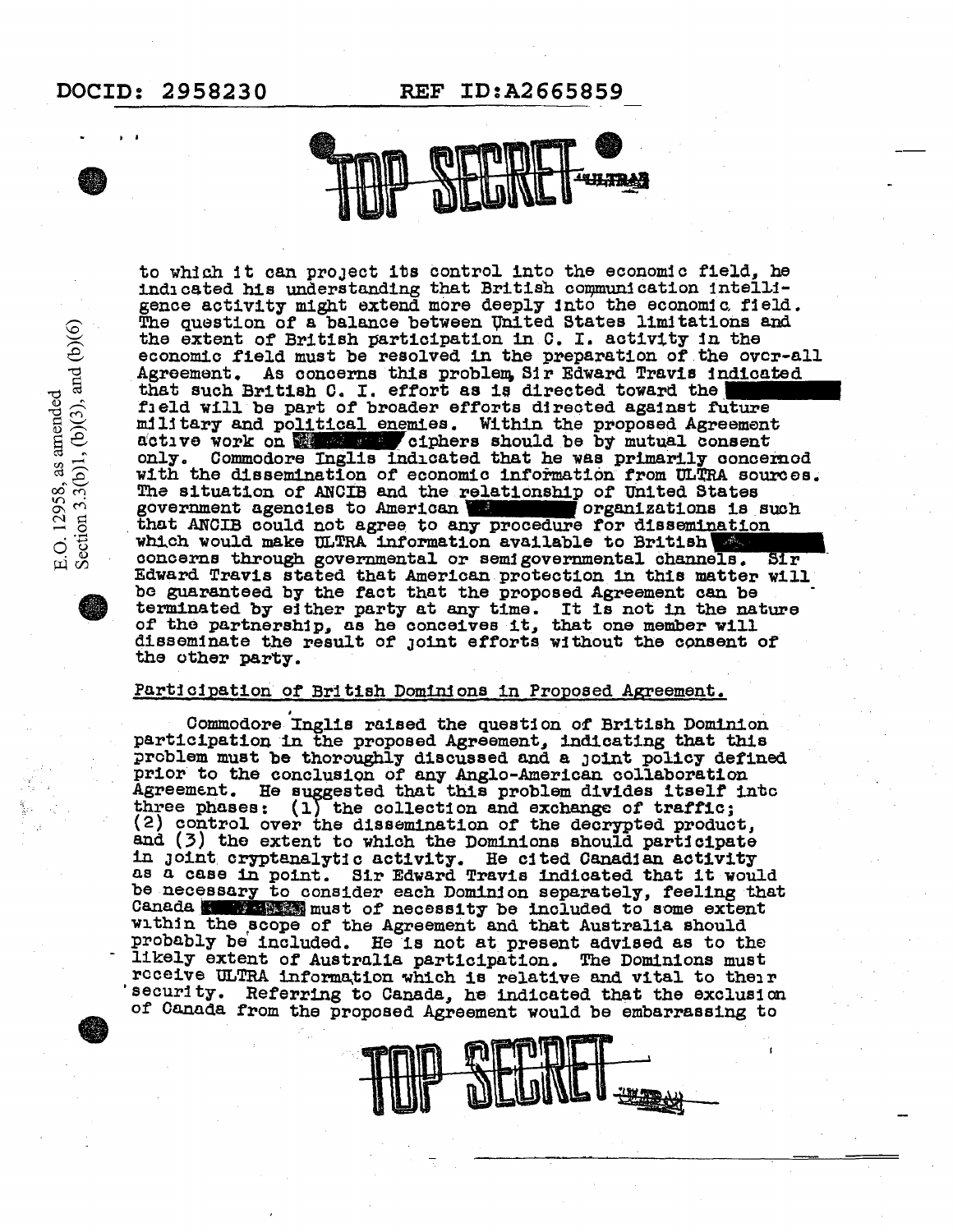to which it can project its control into the economic field, he indicated his understanding that British communication intelligence activity might extend more deeply into the economic field. The question of a balance between United States limitations and the extent of British participation in C. I. activity in the economic field must be resolved in the preparation of the over-all Agreement. As concerns this problem, Sir Edward Travis indicated that such British C. I. effort as is directed toward the [REDACTED] field will be part of broader efforts directed against future military and political enemies. Within the proposed Agreement active work on [REDACTED] ciphers should be by mutual consent only. Commodore Inglis indicated that he was primarily concerned with the dissemination of economic information from ULTRA sources. The situation of ANCIB and the relationship of United States government agencies to American [REDACTED] organizations is such that ANCIB could not agree to any procedure for dissemination which would make ULTRA information available to British [REDACTED] concerns through governmental or semigovernmental channels. Sir Edward Travis stated that American protection in this matter will be guaranteed by the fact that the proposed Agreement can be terminated by either party at any time. It is not in the nature of the partnership, as he conceives it, that one member will disseminate the result of joint efforts without the consent of the other party.

Participation of British Dominions in Proposed Agreement.

Commodore Inglis raised the question of British Dominion participation in the proposed Agreement, indicating that this problem must be thoroughly discussed and a joint policy defined prior to the conclusion of any Anglo-American collaboration Agreement. He suggested that this problem divides itself into three phases: (1) the collection and exchange of traffic; (2) control over the dissemination of the decrypted product, and (3) the extent to which the Dominions should participate in joint cryptanalytic activity. He cited Canadian activity as a case in point. Sir Edward Travis indicated that it would be necessary to consider each Dominion separately, feeling that Canada [REDACTED] must of necessity be included to some extent within the scope of the Agreement and that Australia should probably be included. He is not at present advised as to the likely extent of Australia participation. The Dominions must receive ULTRA information which is relative and vital to their security. Referring to Canada, he indicated that the exclusion of Canada from the proposed Agreement would be embarrassing to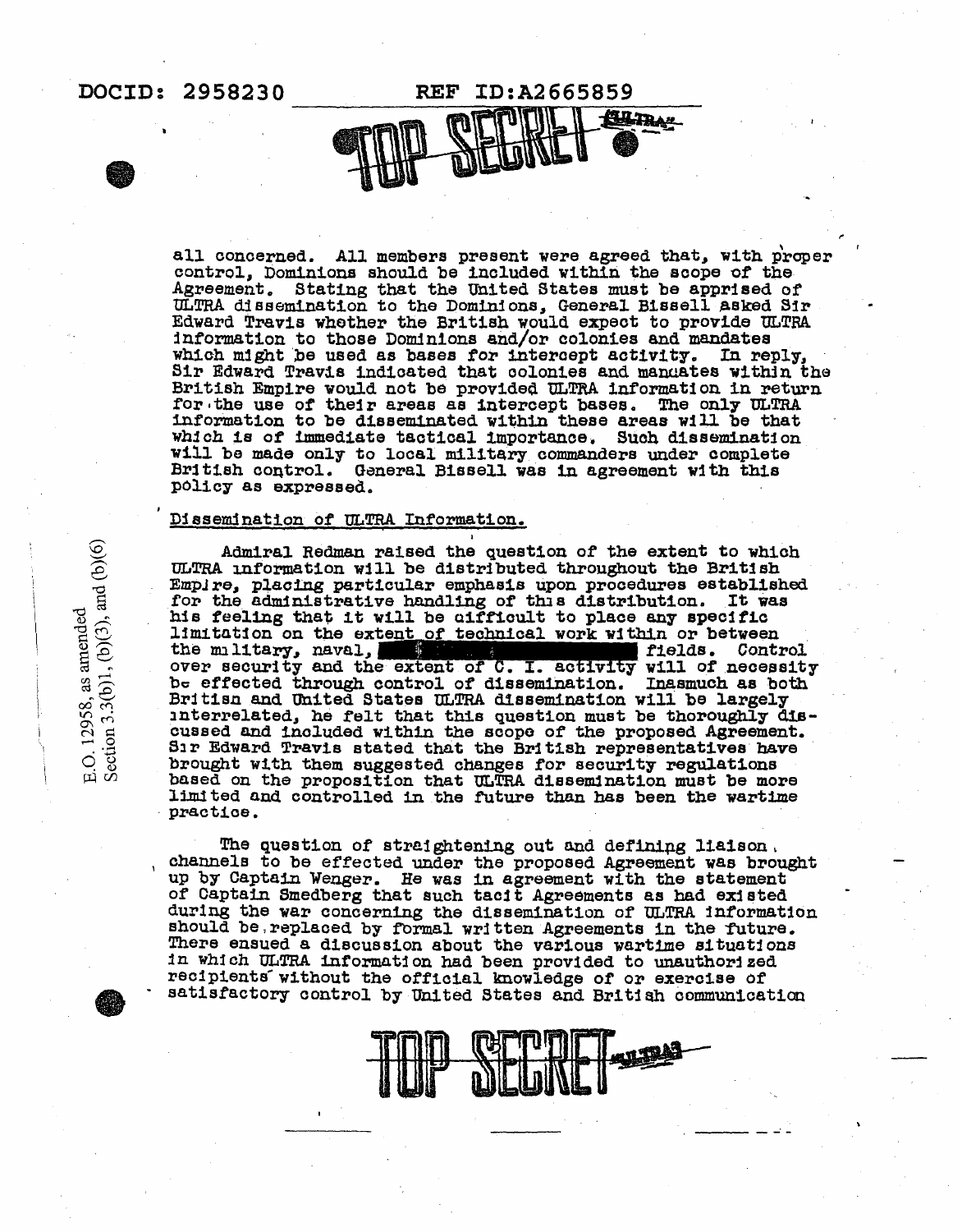all concerned. All members present were agreed that, with proper control, Dominions should be included within the scope of the Agreement. Stating that the United States must be apprised of ULTRA dissemination to the Dominions, General Bissell asked Sir Edward Travis whether the British would expect to provide ULTRA information to those Dominions and/or colonies and mandates which might be used as bases for intercept activity. In reply, Sir Edward Travis indicated that colonies and mandates within the British Empire would not be provided ULTRA information in return for the use of their areas as intercept bases. The only ULTRA information to be disseminated within these areas will be that which is of immediate tactical importance. Such dissemination will be made only to local military commanders under complete British control. General Bissell was in agreement with this policy as expressed.

Dissemination of ULTRA Information.

Admiral Redman raised the question of the extent to which ULTRA information will be distributed throughout the British Empire, placing particular emphasis upon procedures established for the administrative handling of this distribution. It was his feeling that it will be difficult to place any specific limitation on the extent of technical work within or between the military, naval, [REDACTED] fields. Control over security and the extent of C. I. activity will of necessity be effected through control of dissemination. Inasmuch as both British and United States ULTRA dissemination will be largely interrelated, he felt that this question must be thoroughly discussed and included within the scope of the proposed Agreement. Sir Edward Travis stated that the British representatives have brought with them suggested changes for security regulations based on the proposition that ULTRA dissemination must be more limited and controlled in the future than has been the wartime practice.

The question of straightening out and defining liaison channels to be effected under the proposed Agreement was brought up by Captain Wenger. He was in agreement with the statement of Captain Smedberg that such tacit Agreements as had existed during the war concerning the dissemination of ULTRA information should be replaced by formal written Agreements in the future. There ensued a discussion about the various wartime situations in which ULTRA information had been provided to unauthorized recipients without the official knowledge of or exercise of satisfactory control by United States and British communication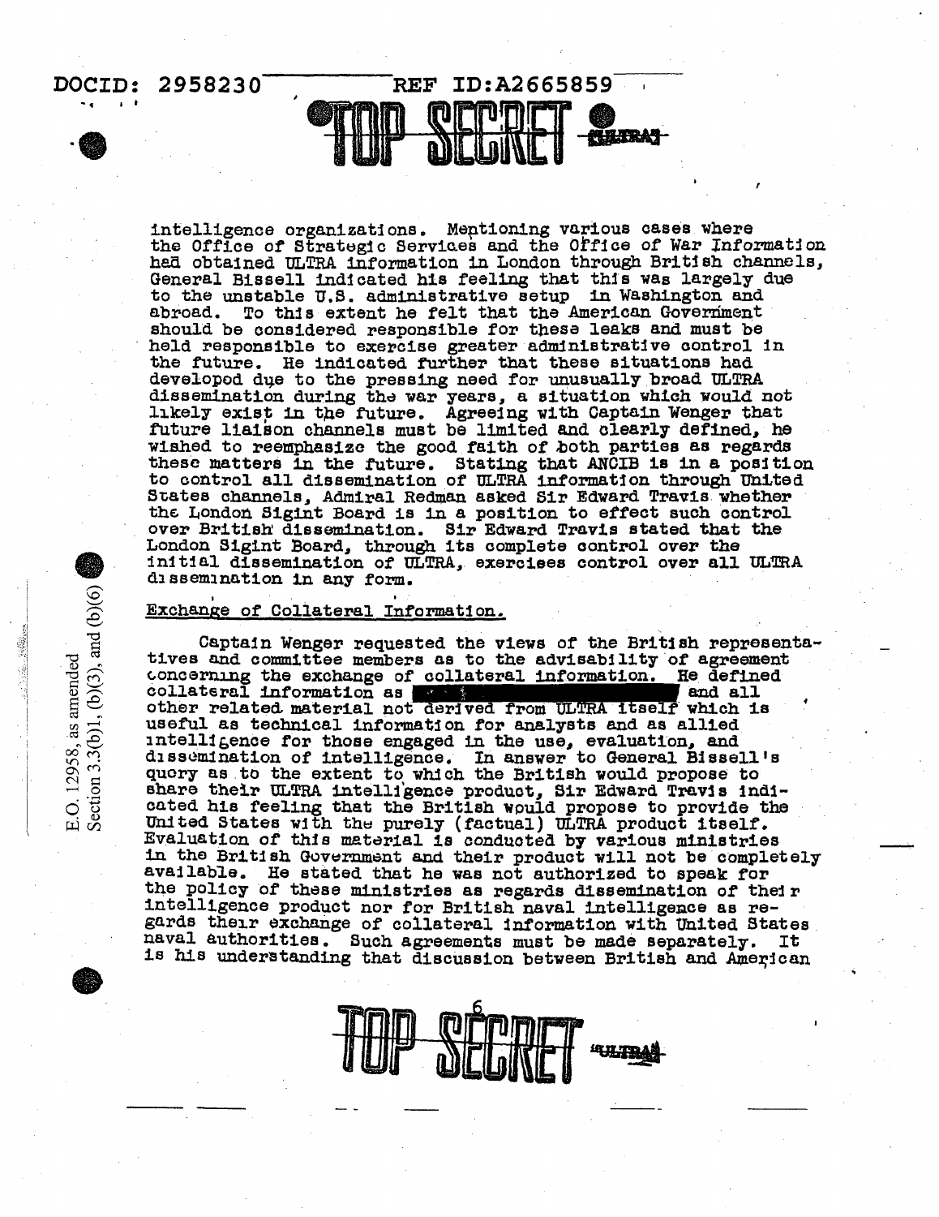intelligence organizations. Mentioning various cases where the Office of Strategic Services and the Office of War Information had obtained ULTRA information in London through British channels, General Bissell indicated his feeling that this was largely due to the unstable U.S. administrative setup in Washington and abroad. To this extent he felt that the American Government should be considered responsible for these leaks and must be held responsible to exercise greater administrative control in the future. He indicated further that these situations had developed due to the pressing need for unusually broad ULTRA dissemination during the war years, a situation which would not likely exist in the future. Agreeing with Captain Wenger that future liaison channels must be limited and clearly defined, he wished to reemphasize the good faith of both parties as regards these matters in the future. Stating that ANCIB is in a position to control all dissemination of ULTRA information through United States channels, Admiral Redman asked Sir Edward Travis whether the London Sigint Board is in a position to effect such control over British dissemination. Sir Edward Travis stated that the London Sigint Board, through its complete control over the initial dissemination of ULTRA, exercises control over all ULTRA dissemination in any form.

Exchange of Collateral Information.

Captain Wenger requested the views of the British representatives and committee members as to the advisability of agreement concerning the exchange of collateral information. He defined collateral information as [REDACTED] and all other related material not derived from ULTRA itself which is useful as technical information for analysts and as allied intelligence for those engaged in the use, evaluation, and dissemination of intelligence. In answer to General Bissell's query as to the extent to which the British would propose to share their ULTRA intelligence product, Sir Edward Travis indicated his feeling that the British would propose to provide the United States with the purely (factual) ULTRA product itself. Evaluation of this material is conducted by various ministries in the British Government and their product will not be completely available. He stated that he was not authorized to speak for the policy of these ministries as regards dissemination of their intelligence product nor for British naval intelligence as regards their exchange of collateral information with United States naval authorities. Such agreements must be made separately. It is his understanding that discussion between British and American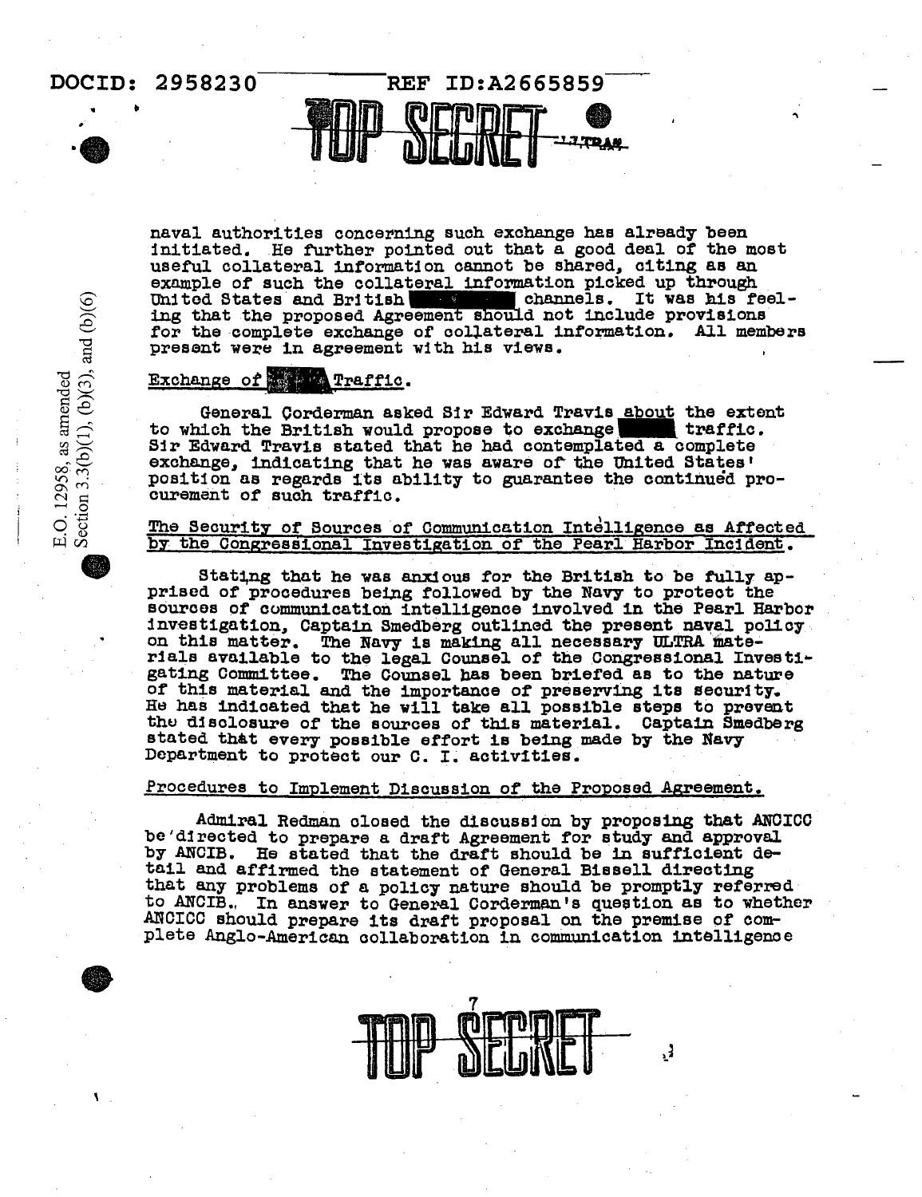naval authorities concerning such exchange has already been initiated. He further pointed out that a good deal of the most useful collateral information cannot be shared, citing as an example of such the collateral information picked up through United States and British [REDACTED] channels. It was his feeling that the proposed Agreement should not include provisions for the complete exchange of collateral information. All members present were in agreement with his views.

Exchange of [REDACTED] Traffic.

General Corderman asked Sir Edward Travis about the extent to which the British would propose to exchange [REDACTED] traffic. Sir Edward Travis stated that he had contemplated a complete exchange, indicating that he was aware of the United States' position as regards its ability to guarantee the continued procurement of such traffic.

The Security of Sources of Communication Intelligence as Affected by the Congressional Investigation of the Pearl Harbor Incident.

Stating that he was anxious for the British to be fully apprised of procedures being followed by the Navy to protect the sources of communication intelligence involved in the Pearl Harbor investigation, Captain Smedberg outlined the present naval policy on this matter. The Navy is making all necessary ULTRA materials available to the legal Counsel of the Congressional Investigating Committee. The Counsel has been briefed as to the nature of this material and the importance of preserving its security. He has indicated that he will take all possible steps to prevent the disclosure of the sources of this material. Captain Smedberg stated that every possible effort is being made by the Navy Department to protect our C. I. activities.

Procedures to Implement Discussion of the Proposed Agreement.

Admiral Redman closed the discussion by proposing that ANCICC be directed to prepare a draft Agreement for study and approval by ANCIB. He stated that the draft should be in sufficient detail and affirmed the statement of General Bissell directing that any problems of a policy nature should be promptly referred to ANCIB. In answer to General Corderman's question as to whether ANCICC should prepare its draft proposal on the premise of complete Anglo-American collaboration in communication intelligence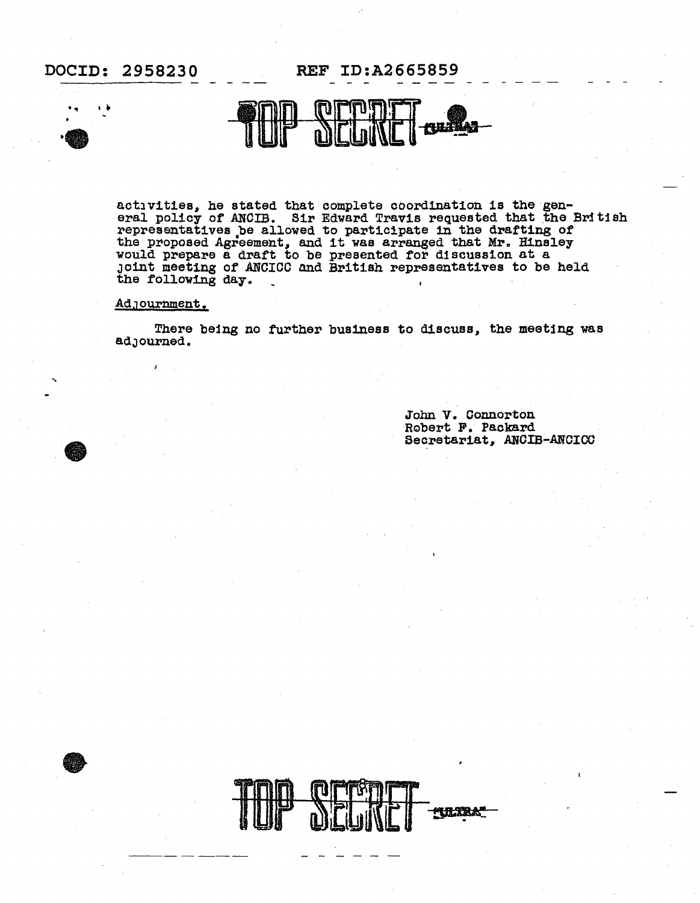activities, he stated that complete coordination is the general policy of ANCIB. Sir Edward Travis requested that the British representatives be allowed to participate in the drafting of the proposed Agreement, and it was arranged that Mr. Hinsley would prepare a draft to be presented for discussion at a joint meeting of ANCICC and British representatives to be held the following day.

Adjournment.

There being no further business to discuss, the meeting was adjourned.

John V. Connorton  
Robert F. Packard  
Secretariat, ANCIB-ANCICC